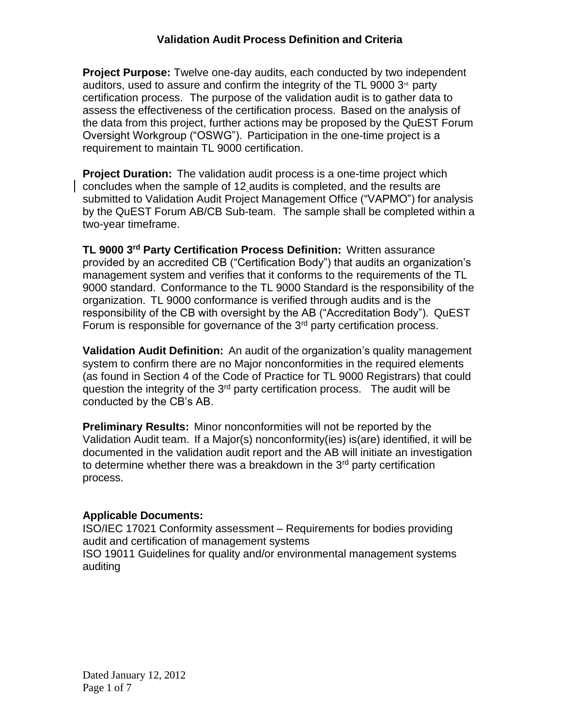# Validation Audit Process Definition and Criteria

**Project Purpose:** Twelve one-day audits, each conducted by two independent auditors, used to assure and confirm the integrity of the TL 9000 3rd. party certification process. The purpose of the validation audit is to gather data to assess the effectiveness of the certification process. Based on the analysis of the data from this project, further actions may be proposed by the QuEST Forum Oversight Workgroup ("OSWG"). Participation in the one-time project is a requirement to maintain TL 9000 certification.

**Project Duration:** The validation audit process is a one-time project which concludes when the sample of 12 audits is completed, and the results are submitted to Validation Audit Project Management Office ("VAPMO") for analysis by the QuEST Forum AB/CB Sub-team. The sample shall be completed within a two-year timeframe.

**TL 9000 3rd Party Certification Process Definition:** Written assurance provided by an accredited CB ("Certification Body") that audits an organization's management system and verifies that it conforms to the requirements of the TL 9000 standard. Conformance to the TL 9000 Standard is the responsibility of the organization. TL 9000 conformance is verified through audits and is the responsibility of the CB with oversight by the AB ("Accreditation Body"). QuEST Forum is responsible for governance of the 3rd party certification process.

**Validation Audit Definition:** An audit of the organization's quality management system to confirm there are no Major nonconformities in the required elements (as found in Section 4 of the Code of Practice for TL 9000 Registrars) that could question the integrity of the 3rd party certification process. The audit will be conducted by the CB's AB.

**Preliminary Results:** Minor nonconformities will not be reported by the Validation Audit team. If a Major(s) nonconformity(ies) is(are) identified, it will be documented in the validation audit report and the AB will initiate an investigation to determine whether there was a breakdown in the 3rd party certification process.

**Applicable Documents:**

ISO/IEC 17021 Conformity assessment – Requirements for bodies providing audit and certification of management systems

ISO 19011 Guidelines for quality and/or environmental management systems auditing

Dated January 12, 2012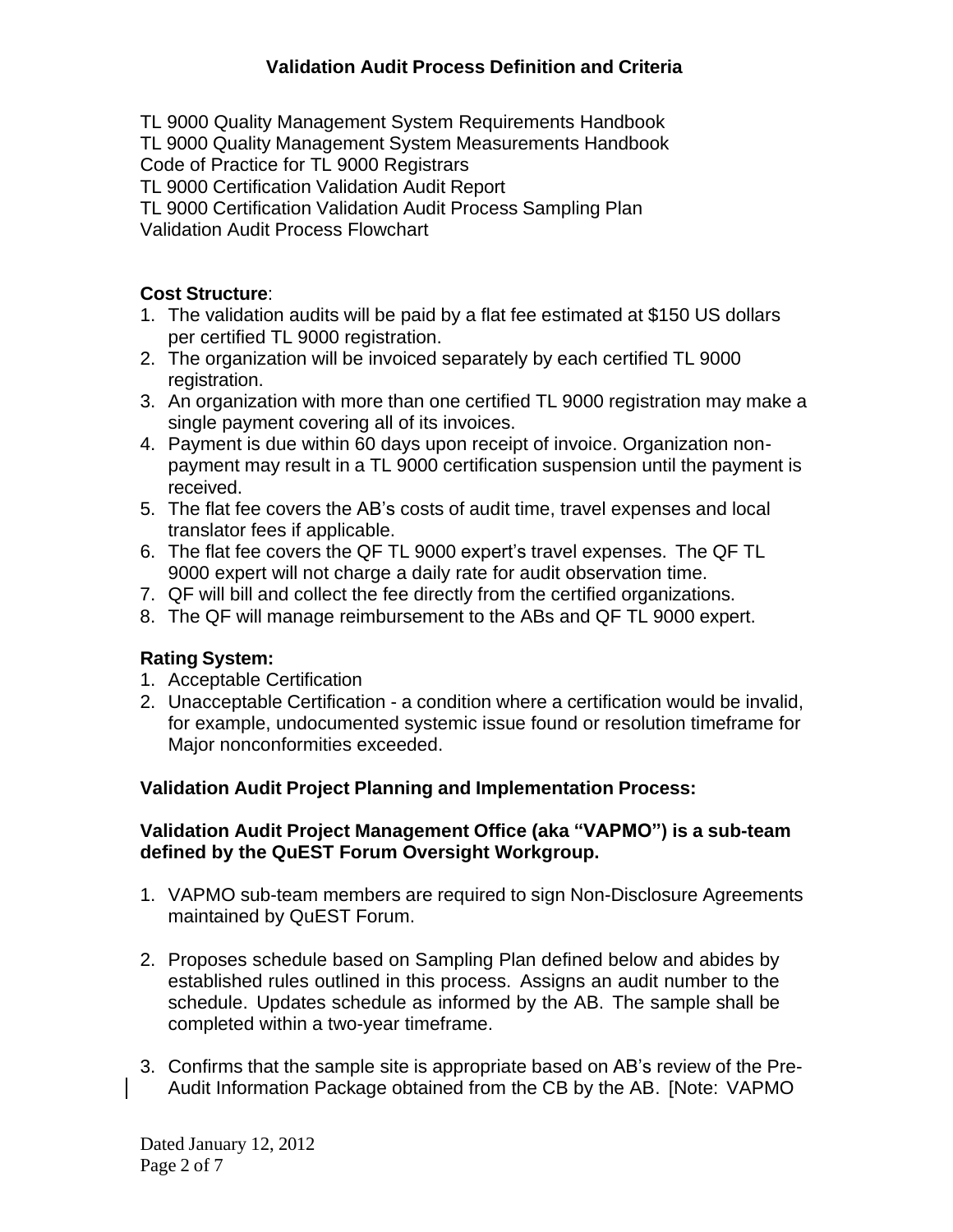TL 9000 Quality Management System Requirements Handbook
TL 9000 Quality Management System Measurements Handbook
Code of Practice for TL 9000 Registrars
TL 9000 Certification Validation Audit Report
TL 9000 Certification Validation Audit Process Sampling Plan
Validation Audit Process Flowchart

**Cost Structure**:

1. The validation audits will be paid by a flat fee estimated at $150 US dollars per certified TL 9000 registration.
2. The organization will be invoiced separately by each certified TL 9000 registration.
3. An organization with more than one certified TL 9000 registration may make a single payment covering all of its invoices.
4. Payment is due within 60 days upon receipt of invoice. Organization non-payment may result in a TL 9000 certification suspension until the payment is received.
5. The flat fee covers the AB's costs of audit time, travel expenses and local translator fees if applicable.
6. The flat fee covers the QF TL 9000 expert's travel expenses. The QF TL 9000 expert will not charge a daily rate for audit observation time.
7. QF will bill and collect the fee directly from the certified organizations.
8. The QF will manage reimbursement to the ABs and QF TL 9000 expert.

**Rating System:**

1. Acceptable Certification
2. Unacceptable Certification - a condition where a certification would be invalid, for example, undocumented systemic issue found or resolution timeframe for Major nonconformities exceeded.

**Validation Audit Project Planning and Implementation Process:**

**Validation Audit Project Management Office (aka "VAPMO") is a sub-team defined by the QuEST Forum Oversight Workgroup.**

1. VAPMO sub-team members are required to sign Non-Disclosure Agreements maintained by QuEST Forum.

2. Proposes schedule based on Sampling Plan defined below and abides by established rules outlined in this process. Assigns an audit number to the schedule. Updates schedule as informed by the AB. The sample shall be completed within a two-year timeframe.

3. Confirms that the sample site is appropriate based on AB's review of the Pre-Audit Information Package obtained from the CB by the AB. [Note: VAPMO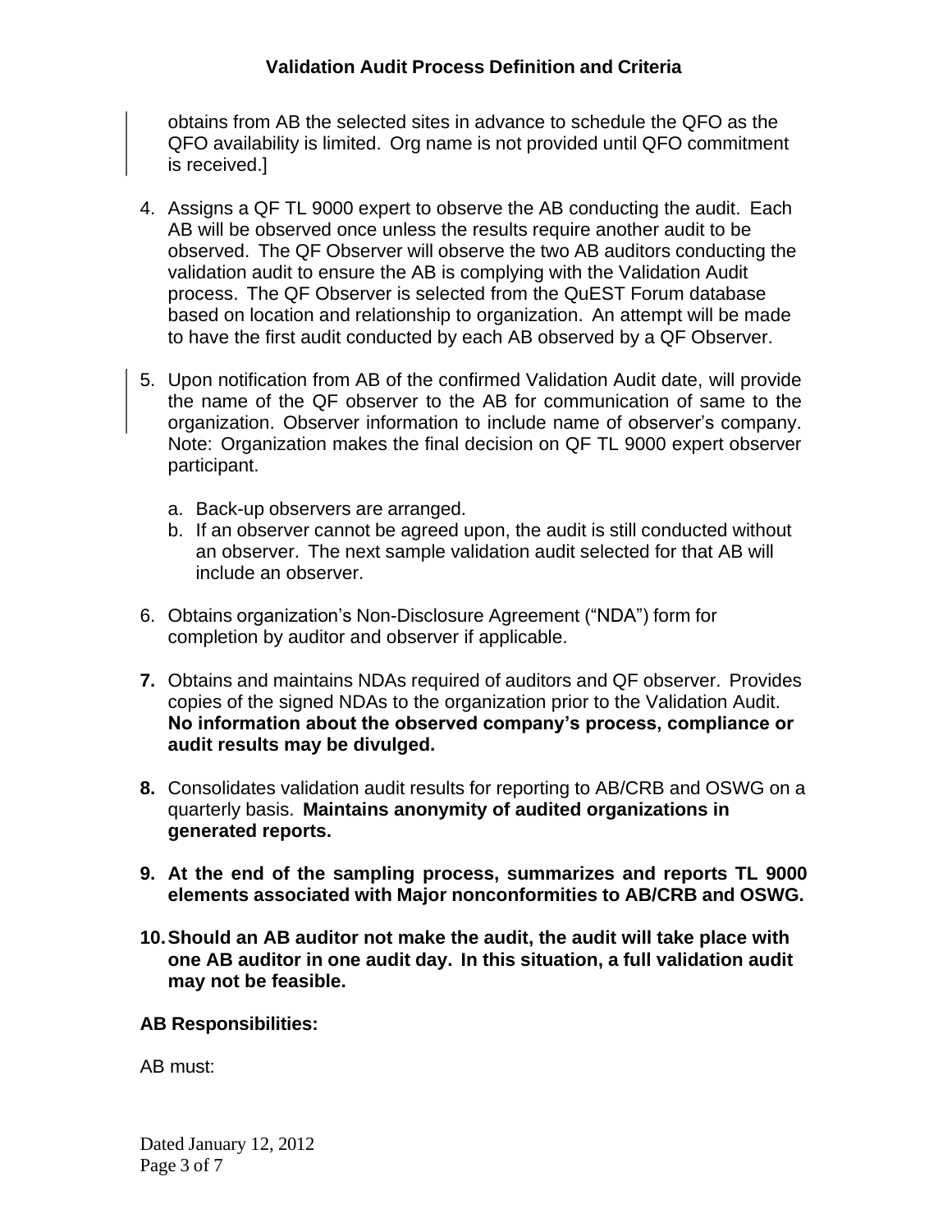obtains from AB the selected sites in advance to schedule the QFO as the QFO availability is limited. Org name is not provided until QFO commitment is received.]

4. Assigns a QF TL 9000 expert to observe the AB conducting the audit. Each AB will be observed once unless the results require another audit to be observed. The QF Observer will observe the two AB auditors conducting the validation audit to ensure the AB is complying with the Validation Audit process. The QF Observer is selected from the QuEST Forum database based on location and relationship to organization. An attempt will be made to have the first audit conducted by each AB observed by a QF Observer.

5. Upon notification from AB of the confirmed Validation Audit date, will provide the name of the QF observer to the AB for communication of same to the organization. Observer information to include name of observer's company. Note: Organization makes the final decision on QF TL 9000 expert observer participant.

   a. Back-up observers are arranged.
   b. If an observer cannot be agreed upon, the audit is still conducted without an observer. The next sample validation audit selected for that AB will include an observer.

6. Obtains organization's Non-Disclosure Agreement ("NDA") form for completion by auditor and observer if applicable.

7. Obtains and maintains NDAs required of auditors and QF observer. Provides copies of the signed NDAs to the organization prior to the Validation Audit. **No information about the observed company's process, compliance or audit results may be divulged.**

8. Consolidates validation audit results for reporting to AB/CRB and OSWG on a quarterly basis. **Maintains anonymity of audited organizations in generated reports.**

9. **At the end of the sampling process, summarizes and reports TL 9000 elements associated with Major nonconformities to AB/CRB and OSWG.**

10. **Should an AB auditor not make the audit, the audit will take place with one AB auditor in one audit day. In this situation, a full validation audit may not be feasible.**

**AB Responsibilities:**

AB must: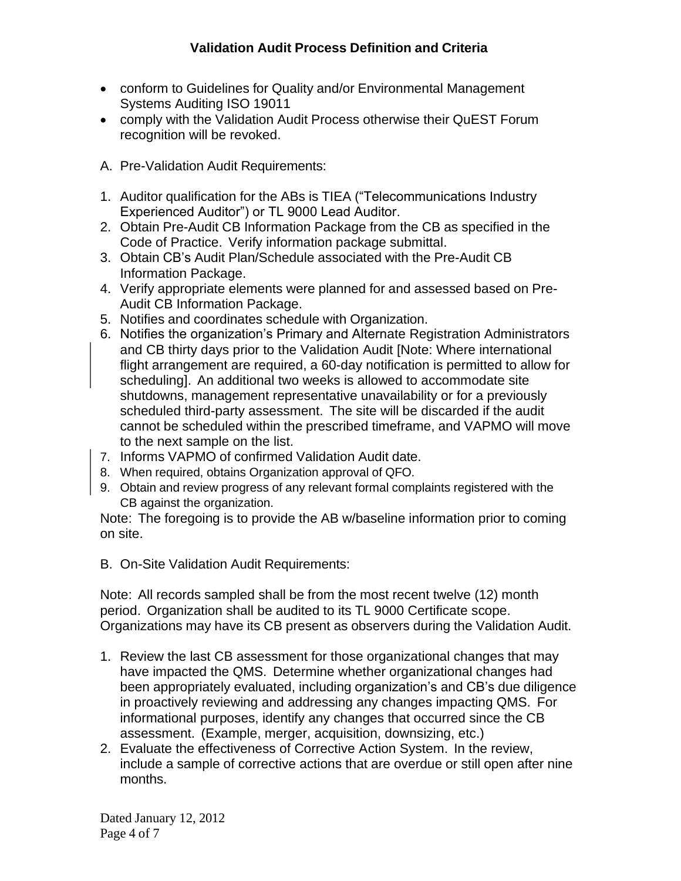- conform to Guidelines for Quality and/or Environmental Management Systems Auditing ISO 19011
- comply with the Validation Audit Process otherwise their QuEST Forum recognition will be revoked.

A. Pre-Validation Audit Requirements:

1. Auditor qualification for the ABs is TIEA ("Telecommunications Industry Experienced Auditor") or TL 9000 Lead Auditor.
2. Obtain Pre-Audit CB Information Package from the CB as specified in the Code of Practice. Verify information package submittal.
3. Obtain CB's Audit Plan/Schedule associated with the Pre-Audit CB Information Package.
4. Verify appropriate elements were planned for and assessed based on Pre-Audit CB Information Package.
5. Notifies and coordinates schedule with Organization.
6. Notifies the organization's Primary and Alternate Registration Administrators and CB thirty days prior to the Validation Audit [Note: Where international flight arrangement are required, a 60-day notification is permitted to allow for scheduling]. An additional two weeks is allowed to accommodate site shutdowns, management representative unavailability or for a previously scheduled third-party assessment. The site will be discarded if the audit cannot be scheduled within the prescribed timeframe, and VAPMO will move to the next sample on the list.
7. Informs VAPMO of confirmed Validation Audit date.
8. When required, obtains Organization approval of QFO.
9. Obtain and review progress of any relevant formal complaints registered with the CB against the organization.

Note: The foregoing is to provide the AB w/baseline information prior to coming on site.

B. On-Site Validation Audit Requirements:

Note: All records sampled shall be from the most recent twelve (12) month period. Organization shall be audited to its TL 9000 Certificate scope. Organizations may have its CB present as observers during the Validation Audit.

1. Review the last CB assessment for those organizational changes that may have impacted the QMS. Determine whether organizational changes had been appropriately evaluated, including organization's and CB's due diligence in proactively reviewing and addressing any changes impacting QMS. For informational purposes, identify any changes that occurred since the CB assessment. (Example, merger, acquisition, downsizing, etc.)
2. Evaluate the effectiveness of Corrective Action System. In the review, include a sample of corrective actions that are overdue or still open after nine months.

Dated January 12, 2012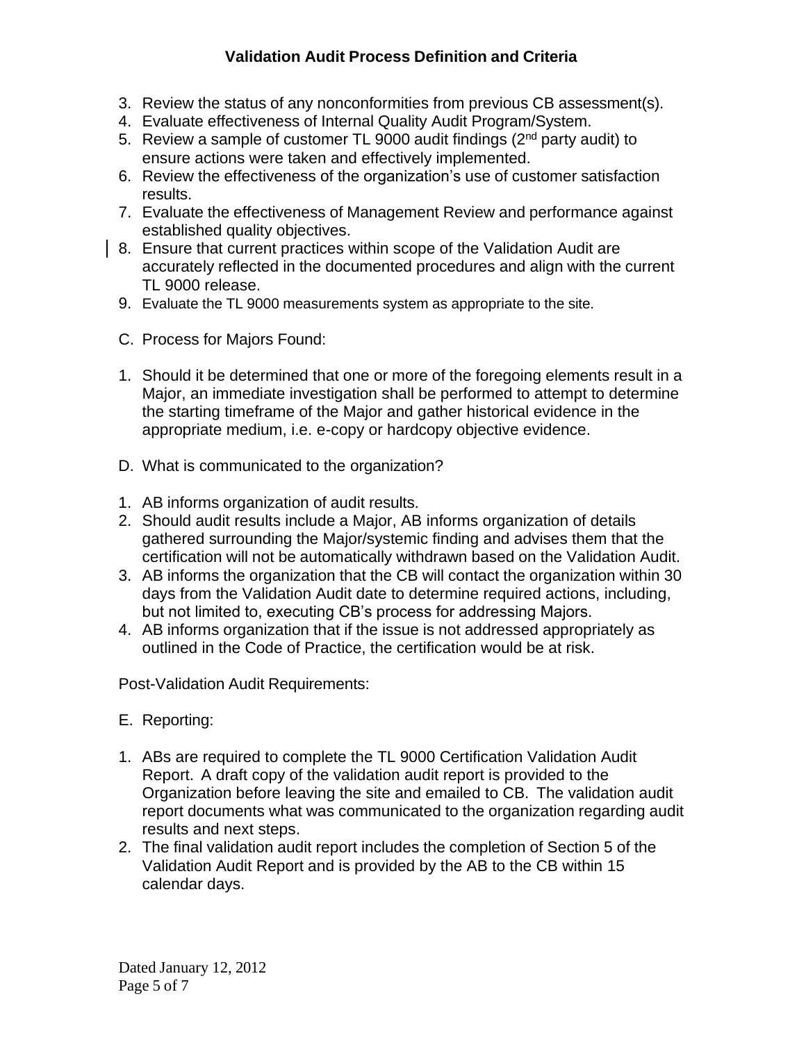3. Review the status of any nonconformities from previous CB assessment(s).
4. Evaluate effectiveness of Internal Quality Audit Program/System.
5. Review a sample of customer TL 9000 audit findings (2nd party audit) to ensure actions were taken and effectively implemented.
6. Review the effectiveness of the organization's use of customer satisfaction results.
7. Evaluate the effectiveness of Management Review and performance against established quality objectives.
8. Ensure that current practices within scope of the Validation Audit are accurately reflected in the documented procedures and align with the current TL 9000 release.
9. Evaluate the TL 9000 measurements system as appropriate to the site.

C. Process for Majors Found:

1. Should it be determined that one or more of the foregoing elements result in a Major, an immediate investigation shall be performed to attempt to determine the starting timeframe of the Major and gather historical evidence in the appropriate medium, i.e. e-copy or hardcopy objective evidence.

D. What is communicated to the organization?

1. AB informs organization of audit results.
2. Should audit results include a Major, AB informs organization of details gathered surrounding the Major/systemic finding and advises them that the certification will not be automatically withdrawn based on the Validation Audit.
3. AB informs the organization that the CB will contact the organization within 30 days from the Validation Audit date to determine required actions, including, but not limited to, executing CB's process for addressing Majors.
4. AB informs organization that if the issue is not addressed appropriately as outlined in the Code of Practice, the certification would be at risk.

Post-Validation Audit Requirements:

E. Reporting:

1. ABs are required to complete the TL 9000 Certification Validation Audit Report. A draft copy of the validation audit report is provided to the Organization before leaving the site and emailed to CB. The validation audit report documents what was communicated to the organization regarding audit results and next steps.
2. The final validation audit report includes the completion of Section 5 of the Validation Audit Report and is provided by the AB to the CB within 15 calendar days.

Dated January 12, 2012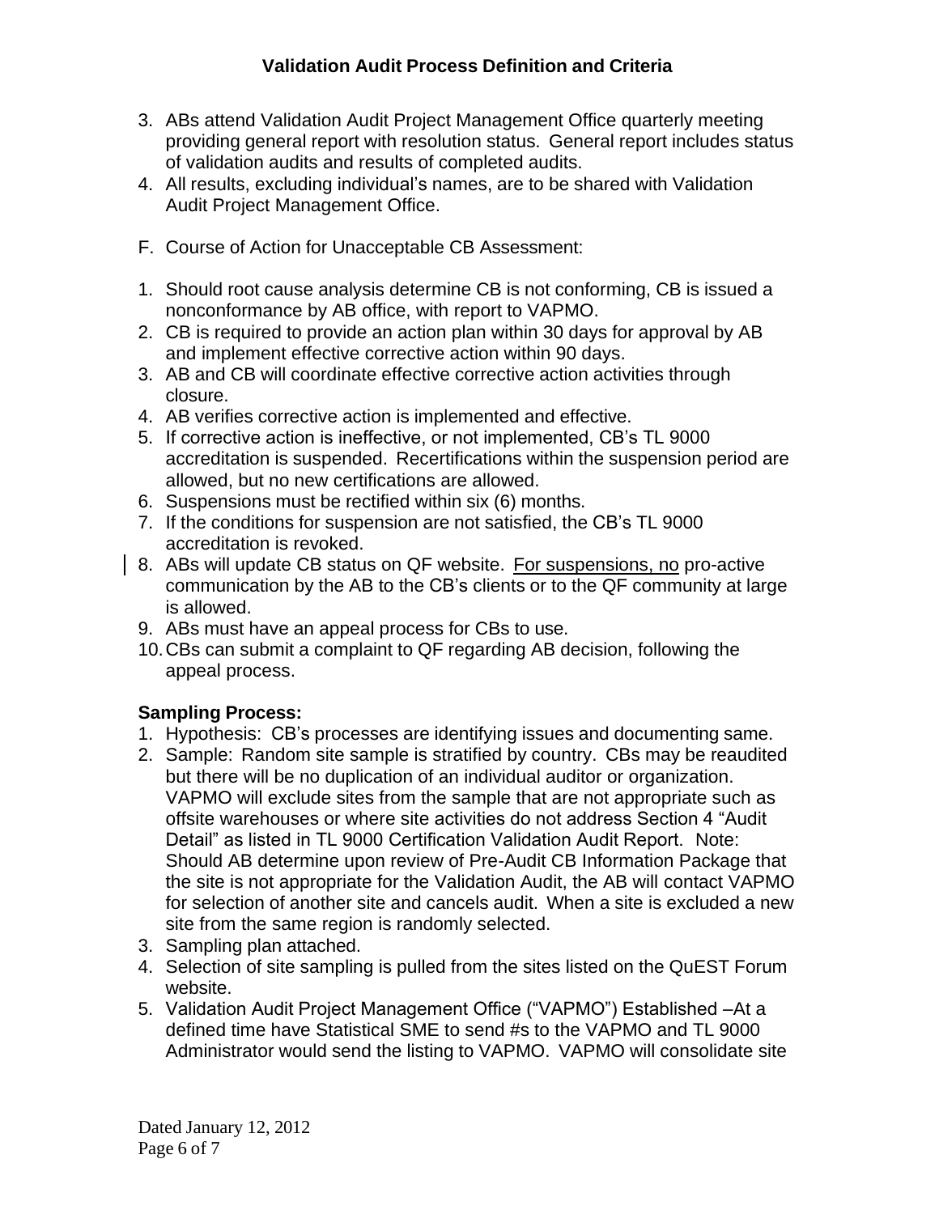3. ABs attend Validation Audit Project Management Office quarterly meeting providing general report with resolution status. General report includes status of validation audits and results of completed audits.
4. All results, excluding individual's names, are to be shared with Validation Audit Project Management Office.

F. Course of Action for Unacceptable CB Assessment:

1. Should root cause analysis determine CB is not conforming, CB is issued a nonconformance by AB office, with report to VAPMO.
2. CB is required to provide an action plan within 30 days for approval by AB and implement effective corrective action within 90 days.
3. AB and CB will coordinate effective corrective action activities through closure.
4. AB verifies corrective action is implemented and effective.
5. If corrective action is ineffective, or not implemented, CB's TL 9000 accreditation is suspended. Recertifications within the suspension period are allowed, but no new certifications are allowed.
6. Suspensions must be rectified within six (6) months.
7. If the conditions for suspension are not satisfied, the CB's TL 9000 accreditation is revoked.
8. ABs will update CB status on QF website. For suspensions, no pro-active communication by the AB to the CB's clients or to the QF community at large is allowed.
9. ABs must have an appeal process for CBs to use.
10. CBs can submit a complaint to QF regarding AB decision, following the appeal process.

**Sampling Process:**

1. Hypothesis: CB's processes are identifying issues and documenting same.
2. Sample: Random site sample is stratified by country. CBs may be reaudited but there will be no duplication of an individual auditor or organization. VAPMO will exclude sites from the sample that are not appropriate such as offsite warehouses or where site activities do not address Section 4 "Audit Detail" as listed in TL 9000 Certification Validation Audit Report. Note: Should AB determine upon review of Pre-Audit CB Information Package that the site is not appropriate for the Validation Audit, the AB will contact VAPMO for selection of another site and cancels audit. When a site is excluded a new site from the same region is randomly selected.
3. Sampling plan attached.
4. Selection of site sampling is pulled from the sites listed on the QuEST Forum website.
5. Validation Audit Project Management Office ("VAPMO") Established –At a defined time have Statistical SME to send #s to the VAPMO and TL 9000 Administrator would send the listing to VAPMO. VAPMO will consolidate site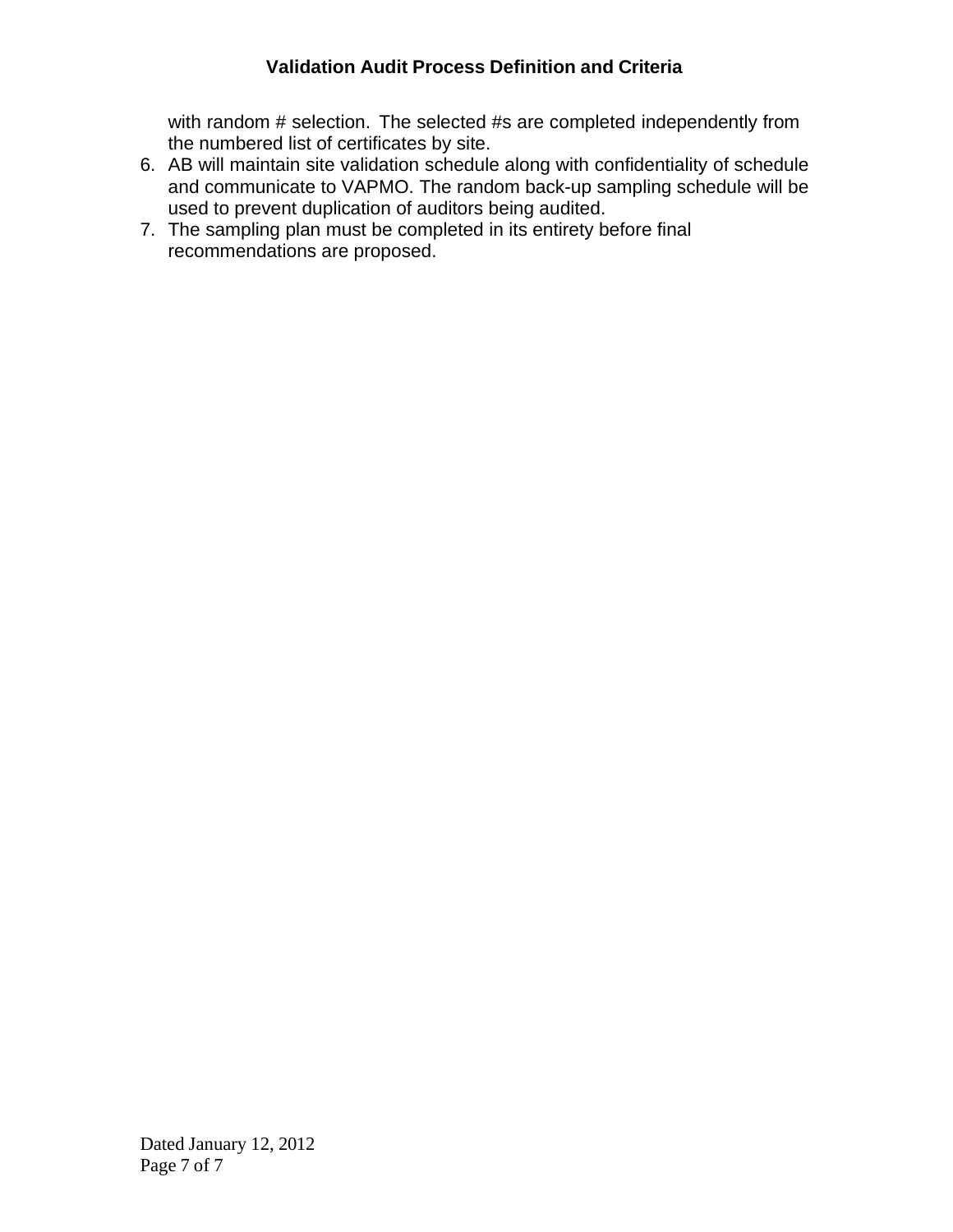with random # selection. The selected #s are completed independently from the numbered list of certificates by site.

6. AB will maintain site validation schedule along with confidentiality of schedule and communicate to VAPMO. The random back-up sampling schedule will be used to prevent duplication of auditors being audited.
7. The sampling plan must be completed in its entirety before final recommendations are proposed.